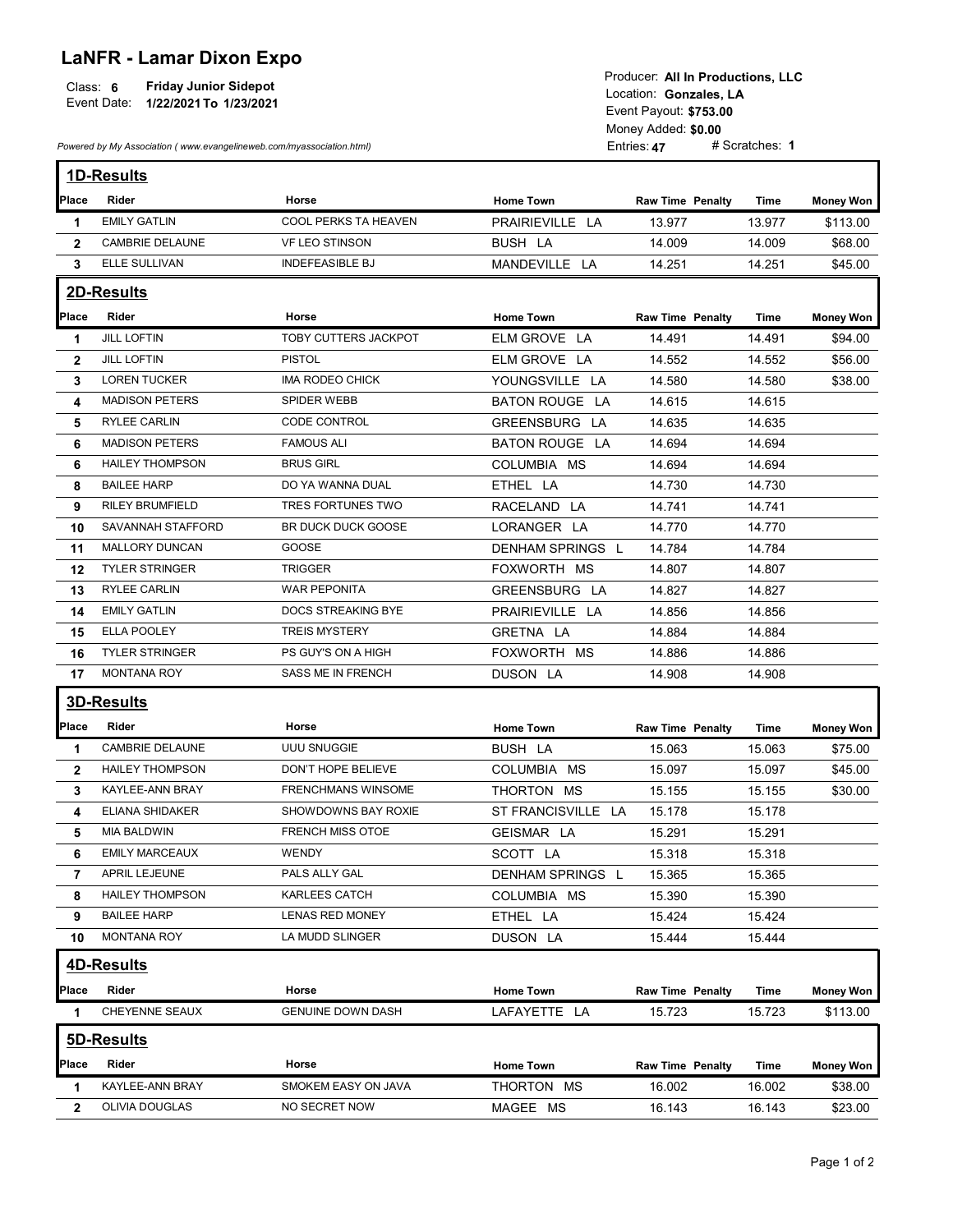# LaNFR - Lamar Dixon Expo

Class: **6** **Friday Junior Sidepot**
Event Date: **1/22/2021 To 1/23/2021**

Producer: **All In Productions, LLC**
Location: **Gonzales, LA**
Event Payout: **$753.00**
Money Added: **$0.00**
Entries: **47** # Scratches: **1**

*Powered by My Association ( www.evangelineweb.com/myassociation.html)*

## 1D-Results

| Place | Rider | Horse | Home Town | Raw Time | Penalty | Time | Money Won |
|---|---|---|---|---|---|---|---|
| 1 | EMILY GATLIN | COOL PERKS TA HEAVEN | PRAIRIEVILLE LA | 13.977 | | 13.977 | $113.00 |
| 2 | CAMBRIE DELAUNE | VF LEO STINSON | BUSH LA | 14.009 | | 14.009 | $68.00 |
| 3 | ELLE SULLIVAN | INDEFEASIBLE BJ | MANDEVILLE LA | 14.251 | | 14.251 | $45.00 |

## 2D-Results

| Place | Rider | Horse | Home Town | Raw Time | Penalty | Time | Money Won |
|---|---|---|---|---|---|---|---|
| 1 | JILL LOFTIN | TOBY CUTTERS JACKPOT | ELM GROVE LA | 14.491 | | 14.491 | $94.00 |
| 2 | JILL LOFTIN | PISTOL | ELM GROVE LA | 14.552 | | 14.552 | $56.00 |
| 3 | LOREN TUCKER | IMA RODEO CHICK | YOUNGSVILLE LA | 14.580 | | 14.580 | $38.00 |
| 4 | MADISON PETERS | SPIDER WEBB | BATON ROUGE LA | 14.615 | | 14.615 | |
| 5 | RYLEE CARLIN | CODE CONTROL | GREENSBURG LA | 14.635 | | 14.635 | |
| 6 | MADISON PETERS | FAMOUS ALI | BATON ROUGE LA | 14.694 | | 14.694 | |
| 6 | HAILEY THOMPSON | BRUS GIRL | COLUMBIA MS | 14.694 | | 14.694 | |
| 8 | BAILEE HARP | DO YA WANNA DUAL | ETHEL LA | 14.730 | | 14.730 | |
| 9 | RILEY BRUMFIELD | TRES FORTUNES TWO | RACELAND LA | 14.741 | | 14.741 | |
| 10 | SAVANNAH STAFFORD | BR DUCK DUCK GOOSE | LORANGER LA | 14.770 | | 14.770 | |
| 11 | MALLORY DUNCAN | GOOSE | DENHAM SPRINGS L | 14.784 | | 14.784 | |
| 12 | TYLER STRINGER | TRIGGER | FOXWORTH MS | 14.807 | | 14.807 | |
| 13 | RYLEE CARLIN | WAR PEPONITA | GREENSBURG LA | 14.827 | | 14.827 | |
| 14 | EMILY GATLIN | DOCS STREAKING BYE | PRAIRIEVILLE LA | 14.856 | | 14.856 | |
| 15 | ELLA POOLEY | TREIS MYSTERY | GRETNA LA | 14.884 | | 14.884 | |
| 16 | TYLER STRINGER | PS GUY'S ON A HIGH | FOXWORTH MS | 14.886 | | 14.886 | |
| 17 | MONTANA ROY | SASS ME IN FRENCH | DUSON LA | 14.908 | | 14.908 | |

## 3D-Results

| Place | Rider | Horse | Home Town | Raw Time | Penalty | Time | Money Won |
|---|---|---|---|---|---|---|---|
| 1 | CAMBRIE DELAUNE | UUU SNUGGIE | BUSH LA | 15.063 | | 15.063 | $75.00 |
| 2 | HAILEY THOMPSON | DON'T HOPE BELIEVE | COLUMBIA MS | 15.097 | | 15.097 | $45.00 |
| 3 | KAYLEE-ANN BRAY | FRENCHMANS WINSOME | THORTON MS | 15.155 | | 15.155 | $30.00 |
| 4 | ELIANA SHIDAKER | SHOWDOWNS BAY ROXIE | ST FRANCISVILLE LA | 15.178 | | 15.178 | |
| 5 | MIA BALDWIN | FRENCH MISS OTOE | GEISMAR LA | 15.291 | | 15.291 | |
| 6 | EMILY MARCEAUX | WENDY | SCOTT LA | 15.318 | | 15.318 | |
| 7 | APRIL LEJEUNE | PALS ALLY GAL | DENHAM SPRINGS L | 15.365 | | 15.365 | |
| 8 | HAILEY THOMPSON | KARLEES CATCH | COLUMBIA MS | 15.390 | | 15.390 | |
| 9 | BAILEE HARP | LENAS RED MONEY | ETHEL LA | 15.424 | | 15.424 | |
| 10 | MONTANA ROY | LA MUDD SLINGER | DUSON LA | 15.444 | | 15.444 | |

## 4D-Results

| Place | Rider | Horse | Home Town | Raw Time | Penalty | Time | Money Won |
|---|---|---|---|---|---|---|---|
| 1 | CHEYENNE SEAUX | GENUINE DOWN DASH | LAFAYETTE LA | 15.723 | | 15.723 | $113.00 |

## 5D-Results

| Place | Rider | Horse | Home Town | Raw Time | Penalty | Time | Money Won |
|---|---|---|---|---|---|---|---|
| 1 | KAYLEE-ANN BRAY | SMOKEM EASY ON JAVA | THORTON MS | 16.002 | | 16.002 | $38.00 |
| 2 | OLIVIA DOUGLAS | NO SECRET NOW | MAGEE MS | 16.143 | | 16.143 | $23.00 |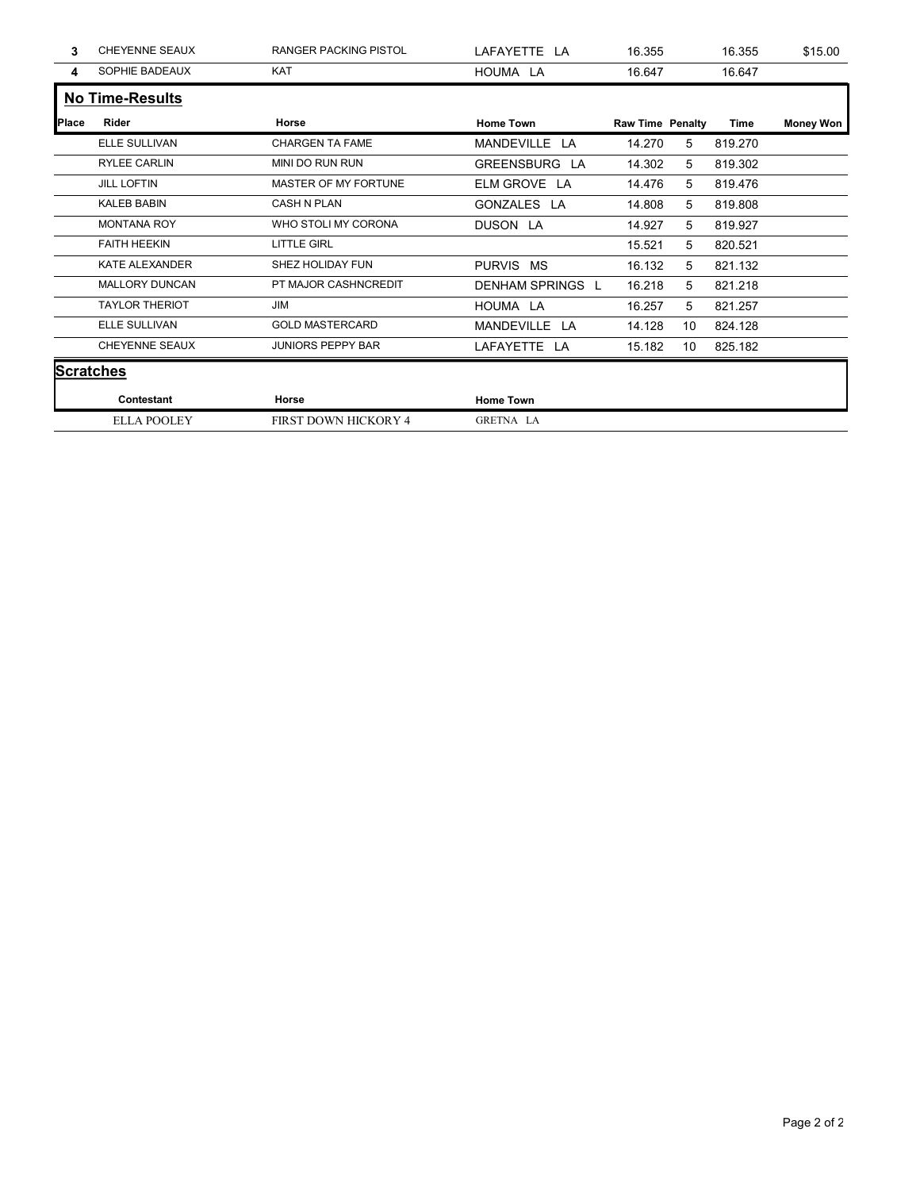| Place | Rider | Horse | Home Town | Raw Time | Penalty | Time | Money Won |
|---|---|---|---|---|---|---|---|
| 3 | CHEYENNE SEAUX | RANGER PACKING PISTOL | LAFAYETTE LA | 16.355 | | 16.355 | $15.00 |
| 4 | SOPHIE BADEAUX | KAT | HOUMA LA | 16.647 | | 16.647 | |

## No Time-Results

| Place | Rider | Horse | Home Town | Raw Time | Penalty | Time | Money Won |
|---|---|---|---|---|---|---|---|
| | ELLE SULLIVAN | CHARGEN TA FAME | MANDEVILLE LA | 14.270 | 5 | 819.270 | |
| | RYLEE CARLIN | MINI DO RUN RUN | GREENSBURG LA | 14.302 | 5 | 819.302 | |
| | JILL LOFTIN | MASTER OF MY FORTUNE | ELM GROVE LA | 14.476 | 5 | 819.476 | |
| | KALEB BABIN | CASH N PLAN | GONZALES LA | 14.808 | 5 | 819.808 | |
| | MONTANA ROY | WHO STOLI MY CORONA | DUSON LA | 14.927 | 5 | 819.927 | |
| | FAITH HEEKIN | LITTLE GIRL | | 15.521 | 5 | 820.521 | |
| | KATE ALEXANDER | SHEZ HOLIDAY FUN | PURVIS MS | 16.132 | 5 | 821.132 | |
| | MALLORY DUNCAN | PT MAJOR CASHNCREDIT | DENHAM SPRINGS L | 16.218 | 5 | 821.218 | |
| | TAYLOR THERIOT | JIM | HOUMA LA | 16.257 | 5 | 821.257 | |
| | ELLE SULLIVAN | GOLD MASTERCARD | MANDEVILLE LA | 14.128 | 10 | 824.128 | |
| | CHEYENNE SEAUX | JUNIORS PEPPY BAR | LAFAYETTE LA | 15.182 | 10 | 825.182 | |

## Scratches

| Contestant | Horse | Home Town |
|---|---|---|
| ELLA POOLEY | FIRST DOWN HICKORY 4 | GRETNA LA |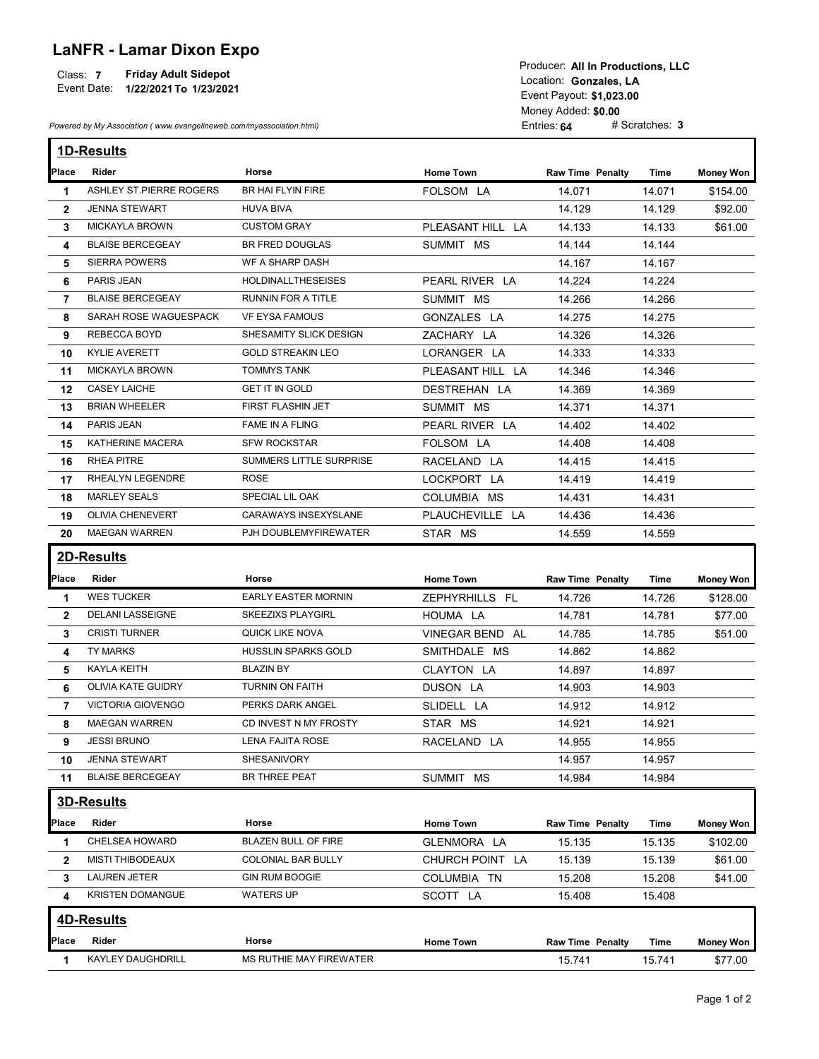# LaNFR - Lamar Dixon Expo

Class: **7** **Friday Adult Sidepot**
Event Date: **1/22/2021 To 1/23/2021**

Producer: **All In Productions, LLC**
Location: **Gonzales, LA**
Event Payout: **$1,023.00**
Money Added: **$0.00**
Entries: **64** # Scratches: **3**

*Powered by My Association ( www.evangelineweb.com/myassociation.html)*

## 1D-Results

| Place | Rider | Horse | Home Town | Raw Time | Penalty | Time | Money Won |
|---|---|---|---|---|---|---|---|
| 1 | ASHLEY ST.PIERRE ROGERS | BR HAI FLYIN FIRE | FOLSOM LA | 14.071 | | 14.071 | $154.00 |
| 2 | JENNA STEWART | HUVA BIVA | | 14.129 | | 14.129 | $92.00 |
| 3 | MICKAYLA BROWN | CUSTOM GRAY | PLEASANT HILL LA | 14.133 | | 14.133 | $61.00 |
| 4 | BLAISE BERCEGEAY | BR FRED DOUGLAS | SUMMIT MS | 14.144 | | 14.144 | |
| 5 | SIERRA POWERS | WF A SHARP DASH | | 14.167 | | 14.167 | |
| 6 | PARIS JEAN | HOLDINALLTHESEISES | PEARL RIVER LA | 14.224 | | 14.224 | |
| 7 | BLAISE BERCEGEAY | RUNNIN FOR A TITLE | SUMMIT MS | 14.266 | | 14.266 | |
| 8 | SARAH ROSE WAGUESPACK | VF EYSA FAMOUS | GONZALES LA | 14.275 | | 14.275 | |
| 9 | REBECCA BOYD | SHESAMITY SLICK DESIGN | ZACHARY LA | 14.326 | | 14.326 | |
| 10 | KYLIE AVERETT | GOLD STREAKIN LEO | LORANGER LA | 14.333 | | 14.333 | |
| 11 | MICKAYLA BROWN | TOMMYS TANK | PLEASANT HILL LA | 14.346 | | 14.346 | |
| 12 | CASEY LAICHE | GET IT IN GOLD | DESTREHAN LA | 14.369 | | 14.369 | |
| 13 | BRIAN WHEELER | FIRST FLASHIN JET | SUMMIT MS | 14.371 | | 14.371 | |
| 14 | PARIS JEAN | FAME IN A FLING | PEARL RIVER LA | 14.402 | | 14.402 | |
| 15 | KATHERINE MACERA | SFW ROCKSTAR | FOLSOM LA | 14.408 | | 14.408 | |
| 16 | RHEA PITRE | SUMMERS LITTLE SURPRISE | RACELAND LA | 14.415 | | 14.415 | |
| 17 | RHEALYN LEGENDRE | ROSE | LOCKPORT LA | 14.419 | | 14.419 | |
| 18 | MARLEY SEALS | SPECIAL LIL OAK | COLUMBIA MS | 14.431 | | 14.431 | |
| 19 | OLIVIA CHENEVERT | CARAWAYS INSEXYSLANE | PLAUCHEVILLE LA | 14.436 | | 14.436 | |
| 20 | MAEGAN WARREN | PJH DOUBLEMYFIREWATER | STAR MS | 14.559 | | 14.559 | |

## 2D-Results

| Place | Rider | Horse | Home Town | Raw Time | Penalty | Time | Money Won |
|---|---|---|---|---|---|---|---|
| 1 | WES TUCKER | EARLY EASTER MORNIN | ZEPHYRHILLS FL | 14.726 | | 14.726 | $128.00 |
| 2 | DELANI LASSEIGNE | SKEEZIXS PLAYGIRL | HOUMA LA | 14.781 | | 14.781 | $77.00 |
| 3 | CRISTI TURNER | QUICK LIKE NOVA | VINEGAR BEND AL | 14.785 | | 14.785 | $51.00 |
| 4 | TY MARKS | HUSSLIN SPARKS GOLD | SMITHDALE MS | 14.862 | | 14.862 | |
| 5 | KAYLA KEITH | BLAZIN BY | CLAYTON LA | 14.897 | | 14.897 | |
| 6 | OLIVIA KATE GUIDRY | TURNIN ON FAITH | DUSON LA | 14.903 | | 14.903 | |
| 7 | VICTORIA GIOVENGO | PERKS DARK ANGEL | SLIDELL LA | 14.912 | | 14.912 | |
| 8 | MAEGAN WARREN | CD INVEST N MY FROSTY | STAR MS | 14.921 | | 14.921 | |
| 9 | JESSI BRUNO | LENA FAJITA ROSE | RACELAND LA | 14.955 | | 14.955 | |
| 10 | JENNA STEWART | SHESANIVORY | | 14.957 | | 14.957 | |
| 11 | BLAISE BERCEGEAY | BR THREE PEAT | SUMMIT MS | 14.984 | | 14.984 | |

## 3D-Results

| Place | Rider | Horse | Home Town | Raw Time | Penalty | Time | Money Won |
|---|---|---|---|---|---|---|---|
| 1 | CHELSEA HOWARD | BLAZEN BULL OF FIRE | GLENMORA LA | 15.135 | | 15.135 | $102.00 |
| 2 | MISTI THIBODEAUX | COLONIAL BAR BULLY | CHURCH POINT LA | 15.139 | | 15.139 | $61.00 |
| 3 | LAUREN JETER | GIN RUM BOOGIE | COLUMBIA TN | 15.208 | | 15.208 | $41.00 |
| 4 | KRISTEN DOMANGUE | WATERS UP | SCOTT LA | 15.408 | | 15.408 | |

## 4D-Results

| Place | Rider | Horse | Home Town | Raw Time | Penalty | Time | Money Won |
|---|---|---|---|---|---|---|---|
| 1 | KAYLEY DAUGHDRILL | MS RUTHIE MAY FIREWATER | | 15.741 | | 15.741 | $77.00 |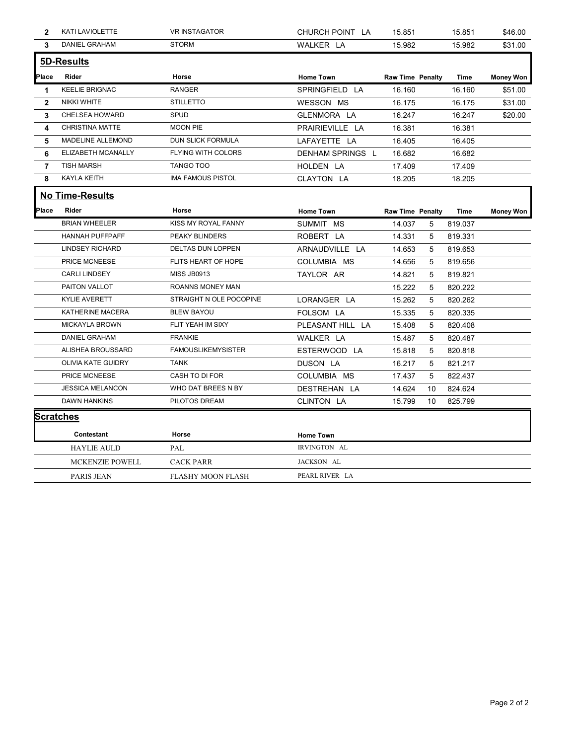| Place | Rider | Horse | Home Town | Raw Time | Penalty | Time | Money Won |
|---|---|---|---|---|---|---|---|
| 2 | KATI LAVIOLETTE | VR INSTAGATOR | CHURCH POINT LA | 15.851 | | 15.851 | $46.00 |
| 3 | DANIEL GRAHAM | STORM | WALKER LA | 15.982 | | 15.982 | $31.00 |

## 5D-Results

| Place | Rider | Horse | Home Town | Raw Time | Penalty | Time | Money Won |
|---|---|---|---|---|---|---|---|
| 1 | KEELIE BRIGNAC | RANGER | SPRINGFIELD LA | 16.160 | | 16.160 | $51.00 |
| 2 | NIKKI WHITE | STILLETTO | WESSON MS | 16.175 | | 16.175 | $31.00 |
| 3 | CHELSEA HOWARD | SPUD | GLENMORA LA | 16.247 | | 16.247 | $20.00 |
| 4 | CHRISTINA MATTE | MOON PIE | PRAIRIEVILLE LA | 16.381 | | 16.381 | |
| 5 | MADELINE ALLEMOND | DUN SLICK FORMULA | LAFAYETTE LA | 16.405 | | 16.405 | |
| 6 | ELIZABETH MCANALLY | FLYING WITH COLORS | DENHAM SPRINGS L | 16.682 | | 16.682 | |
| 7 | TISH MARSH | TANGO TOO | HOLDEN LA | 17.409 | | 17.409 | |
| 8 | KAYLA KEITH | IMA FAMOUS PISTOL | CLAYTON LA | 18.205 | | 18.205 | |

## No Time-Results

| Place | Rider | Horse | Home Town | Raw Time | Penalty | Time | Money Won |
|---|---|---|---|---|---|---|---|
| | BRIAN WHEELER | KISS MY ROYAL FANNY | SUMMIT MS | 14.037 | 5 | 819.037 | |
| | HANNAH PUFFPAFF | PEAKY BLINDERS | ROBERT LA | 14.331 | 5 | 819.331 | |
| | LINDSEY RICHARD | DELTAS DUN LOPPEN | ARNAUDVILLE LA | 14.653 | 5 | 819.653 | |
| | PRICE MCNEESE | FLITS HEART OF HOPE | COLUMBIA MS | 14.656 | 5 | 819.656 | |
| | CARLI LINDSEY | MISS JB0913 | TAYLOR AR | 14.821 | 5 | 819.821 | |
| | PAITON VALLOT | ROANNS MONEY MAN | | 15.222 | 5 | 820.222 | |
| | KYLIE AVERETT | STRAIGHT N OLE POCOPINE | LORANGER LA | 15.262 | 5 | 820.262 | |
| | KATHERINE MACERA | BLEW BAYOU | FOLSOM LA | 15.335 | 5 | 820.335 | |
| | MICKAYLA BROWN | FLIT YEAH IM SIXY | PLEASANT HILL LA | 15.408 | 5 | 820.408 | |
| | DANIEL GRAHAM | FRANKIE | WALKER LA | 15.487 | 5 | 820.487 | |
| | ALISHEA BROUSSARD | FAMOUSLIKEMYSISTER | ESTERWOOD LA | 15.818 | 5 | 820.818 | |
| | OLIVIA KATE GUIDRY | TANK | DUSON LA | 16.217 | 5 | 821.217 | |
| | PRICE MCNEESE | CASH TO DI FOR | COLUMBIA MS | 17.437 | 5 | 822.437 | |
| | JESSICA MELANCON | WHO DAT BREES N BY | DESTREHAN LA | 14.624 | 10 | 824.624 | |
| | DAWN HANKINS | PILOTOS DREAM | CLINTON LA | 15.799 | 10 | 825.799 | |

## Scratches

| Contestant | Horse | Home Town |
|---|---|---|
| HAYLIE AULD | PAL | IRVINGTON AL |
| MCKENZIE POWELL | CACK PARR | JACKSON AL |
| PARIS JEAN | FLASHY MOON FLASH | PEARL RIVER LA |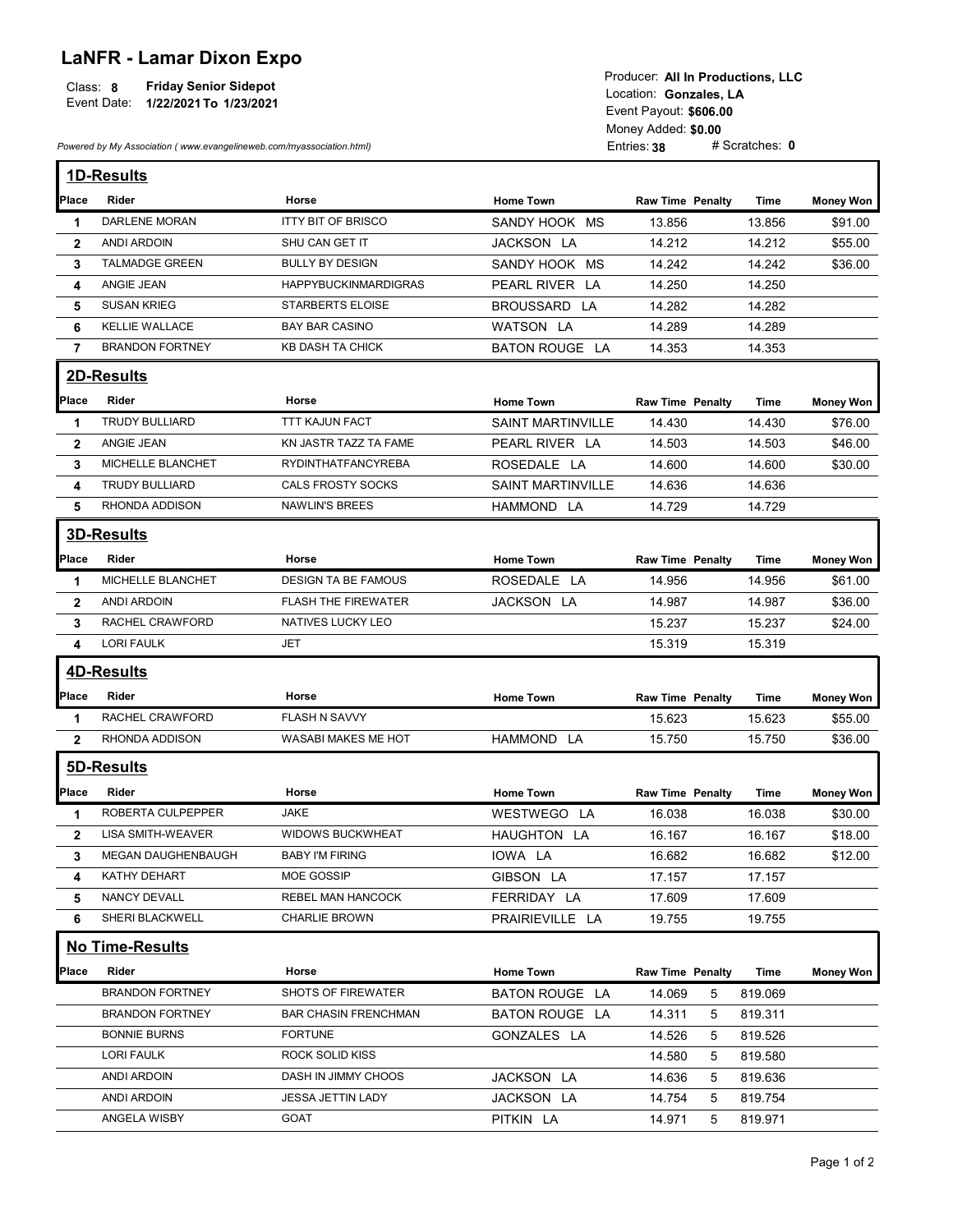# LaNFR - Lamar Dixon Expo

Class: **8** **Friday Senior Sidepot**
Event Date: **1/22/2021 To 1/23/2021**

Producer: **All In Productions, LLC**
Location: **Gonzales, LA**
Event Payout: **$606.00**
Money Added: **$0.00**
Entries: **38** # Scratches: **0**

*Powered by My Association ( www.evangelineweb.com/myassociation.html)*

## 1D-Results

| Place | Rider | Horse | Home Town | Raw Time | Penalty | Time | Money Won |
|---|---|---|---|---|---|---|---|
| 1 | DARLENE MORAN | ITTY BIT OF BRISCO | SANDY HOOK MS | 13.856 | | 13.856 | $91.00 |
| 2 | ANDI ARDOIN | SHU CAN GET IT | JACKSON LA | 14.212 | | 14.212 | $55.00 |
| 3 | TALMADGE GREEN | BULLY BY DESIGN | SANDY HOOK MS | 14.242 | | 14.242 | $36.00 |
| 4 | ANGIE JEAN | HAPPYBUCKINMARDIGRAS | PEARL RIVER LA | 14.250 | | 14.250 | |
| 5 | SUSAN KRIEG | STARBERTS ELOISE | BROUSSARD LA | 14.282 | | 14.282 | |
| 6 | KELLIE WALLACE | BAY BAR CASINO | WATSON LA | 14.289 | | 14.289 | |
| 7 | BRANDON FORTNEY | KB DASH TA CHICK | BATON ROUGE LA | 14.353 | | 14.353 | |

## 2D-Results

| Place | Rider | Horse | Home Town | Raw Time | Penalty | Time | Money Won |
|---|---|---|---|---|---|---|---|
| 1 | TRUDY BULLIARD | TTT KAJUN FACT | SAINT MARTINVILLE | 14.430 | | 14.430 | $76.00 |
| 2 | ANGIE JEAN | KN JASTR TAZZ TA FAME | PEARL RIVER LA | 14.503 | | 14.503 | $46.00 |
| 3 | MICHELLE BLANCHET | RYDINTHATFANCYREBA | ROSEDALE LA | 14.600 | | 14.600 | $30.00 |
| 4 | TRUDY BULLIARD | CALS FROSTY SOCKS | SAINT MARTINVILLE | 14.636 | | 14.636 | |
| 5 | RHONDA ADDISON | NAWLIN'S BREES | HAMMOND LA | 14.729 | | 14.729 | |

## 3D-Results

| Place | Rider | Horse | Home Town | Raw Time | Penalty | Time | Money Won |
|---|---|---|---|---|---|---|---|
| 1 | MICHELLE BLANCHET | DESIGN TA BE FAMOUS | ROSEDALE LA | 14.956 | | 14.956 | $61.00 |
| 2 | ANDI ARDOIN | FLASH THE FIREWATER | JACKSON LA | 14.987 | | 14.987 | $36.00 |
| 3 | RACHEL CRAWFORD | NATIVES LUCKY LEO | | 15.237 | | 15.237 | $24.00 |
| 4 | LORI FAULK | JET | | 15.319 | | 15.319 | |

## 4D-Results

| Place | Rider | Horse | Home Town | Raw Time | Penalty | Time | Money Won |
|---|---|---|---|---|---|---|---|
| 1 | RACHEL CRAWFORD | FLASH N SAVVY | | 15.623 | | 15.623 | $55.00 |
| 2 | RHONDA ADDISON | WASABI MAKES ME HOT | HAMMOND LA | 15.750 | | 15.750 | $36.00 |

## 5D-Results

| Place | Rider | Horse | Home Town | Raw Time | Penalty | Time | Money Won |
|---|---|---|---|---|---|---|---|
| 1 | ROBERTA CULPEPPER | JAKE | WESTWEGO LA | 16.038 | | 16.038 | $30.00 |
| 2 | LISA SMITH-WEAVER | WIDOWS BUCKWHEAT | HAUGHTON LA | 16.167 | | 16.167 | $18.00 |
| 3 | MEGAN DAUGHENBAUGH | BABY I'M FIRING | IOWA LA | 16.682 | | 16.682 | $12.00 |
| 4 | KATHY DEHART | MOE GOSSIP | GIBSON LA | 17.157 | | 17.157 | |
| 5 | NANCY DEVALL | REBEL MAN HANCOCK | FERRIDAY LA | 17.609 | | 17.609 | |
| 6 | SHERI BLACKWELL | CHARLIE BROWN | PRAIRIEVILLE LA | 19.755 | | 19.755 | |

## No Time-Results

| Place | Rider | Horse | Home Town | Raw Time | Penalty | Time | Money Won |
|---|---|---|---|---|---|---|---|
| | BRANDON FORTNEY | SHOTS OF FIREWATER | BATON ROUGE LA | 14.069 | 5 | 819.069 | |
| | BRANDON FORTNEY | BAR CHASIN FRENCHMAN | BATON ROUGE LA | 14.311 | 5 | 819.311 | |
| | BONNIE BURNS | FORTUNE | GONZALES LA | 14.526 | 5 | 819.526 | |
| | LORI FAULK | ROCK SOLID KISS | | 14.580 | 5 | 819.580 | |
| | ANDI ARDOIN | DASH IN JIMMY CHOOS | JACKSON LA | 14.636 | 5 | 819.636 | |
| | ANDI ARDOIN | JESSA JETTIN LADY | JACKSON LA | 14.754 | 5 | 819.754 | |
| | ANGELA WISBY | GOAT | PITKIN LA | 14.971 | 5 | 819.971 | |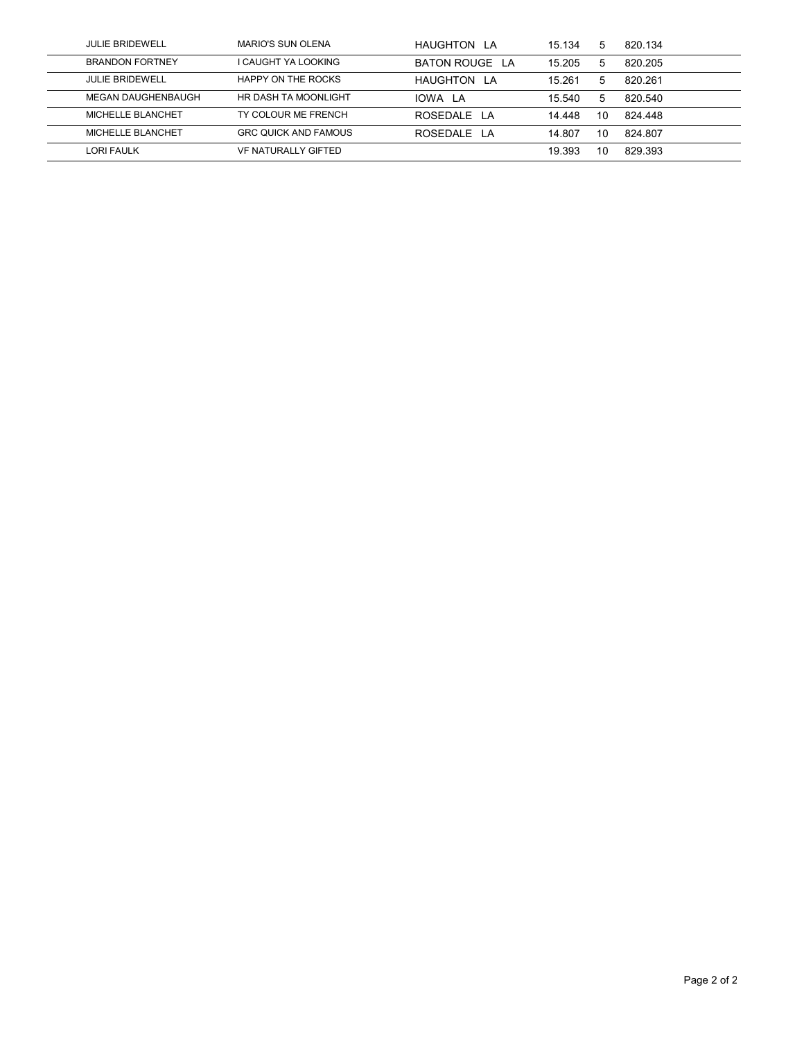| | | | | | |
|---|---|---|---|---|---|
| JULIE BRIDEWELL | MARIO'S SUN OLENA | HAUGHTON LA | 15.134 | 5 | 820.134 |
| BRANDON FORTNEY | I CAUGHT YA LOOKING | BATON ROUGE LA | 15.205 | 5 | 820.205 |
| JULIE BRIDEWELL | HAPPY ON THE ROCKS | HAUGHTON LA | 15.261 | 5 | 820.261 |
| MEGAN DAUGHENBAUGH | HR DASH TA MOONLIGHT | IOWA LA | 15.540 | 5 | 820.540 |
| MICHELLE BLANCHET | TY COLOUR ME FRENCH | ROSEDALE LA | 14.448 | 10 | 824.448 |
| MICHELLE BLANCHET | GRC QUICK AND FAMOUS | ROSEDALE LA | 14.807 | 10 | 824.807 |
| LORI FAULK | VF NATURALLY GIFTED | | 19.393 | 10 | 829.393 |